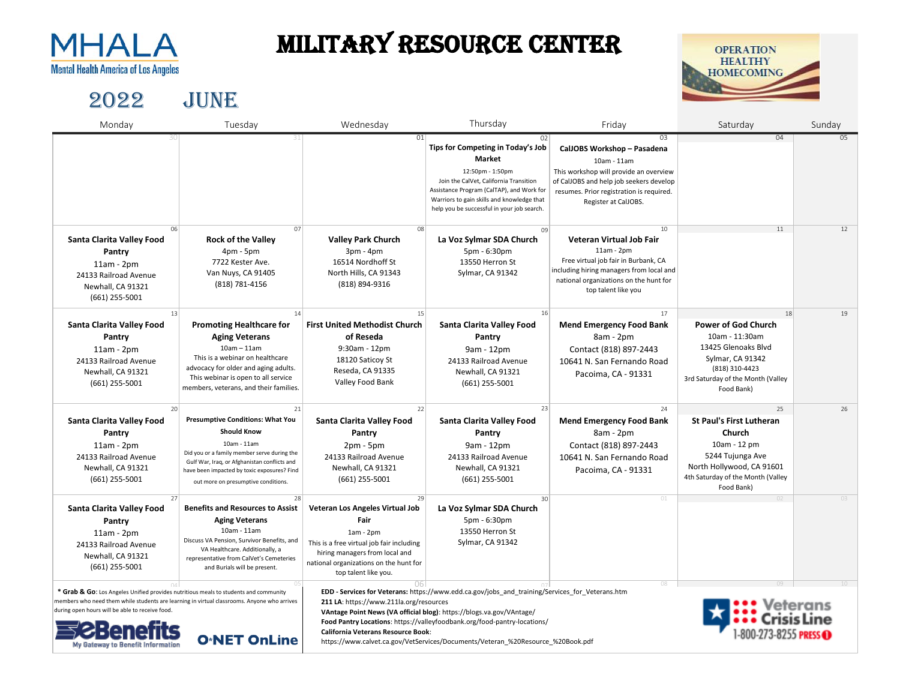MHALA
Mental Health America of Los Angeles

# MILITARY RESOURCE CENTER

OPERATION HEALTHY HOMECOMING

## 2022 JUNE

| Monday | Tuesday | Wednesday | Thursday | Friday | Saturday | Sunday |
|---|---|---|---|---|---|---|
| 30 | 31 | 01 | 02 **Tips for Competing in Today's Job Market** 12:50pm - 1:50pm Join the CalVet, California Transition Assistance Program (CalTAP), and Work for Warriors to gain skills and knowledge that help you be successful in your job search. | 03 **CalJOBS Workshop – Pasadena** 10am - 11am This workshop will provide an overview of CalJOBS and help job seekers develop resumes. Prior registration is required. Register at CalJOBS. | 04 | 05 |
| 06 **Santa Clarita Valley Food Pantry** 11am - 2pm 24133 Railroad Avenue Newhall, CA 91321 (661) 255-5001 | 07 **Rock of the Valley** 4pm - 5pm 7722 Kester Ave. Van Nuys, CA 91405 (818) 781-4156 | 08 **Valley Park Church** 3pm - 4pm 16514 Nordhoff St North Hills, CA 91343 (818) 894-9316 | 09 **La Voz Sylmar SDA Church** 5pm - 6:30pm 13550 Herron St Sylmar, CA 91342 | 10 **Veteran Virtual Job Fair** 11am - 2pm Free virtual job fair in Burbank, CA including hiring managers from local and national organizations on the hunt for top talent like you | 11 | 12 |
| 13 **Santa Clarita Valley Food Pantry** 11am - 2pm 24133 Railroad Avenue Newhall, CA 91321 (661) 255-5001 | 14 **Promoting Healthcare for Aging Veterans** 10am – 11am This is a webinar on healthcare advocacy for older and aging adults. This webinar is open to all service members, veterans, and their families. | 15 **First United Methodist Church of Reseda** 9:30am - 12pm 18120 Saticoy St Reseda, CA 91335 Valley Food Bank | 16 **Santa Clarita Valley Food Pantry** 9am - 12pm 24133 Railroad Avenue Newhall, CA 91321 (661) 255-5001 | 17 **Mend Emergency Food Bank** 8am - 2pm Contact (818) 897-2443 10641 N. San Fernando Road Pacoima, CA - 91331 | 18 **Power of God Church** 10am - 11:30am 13425 Glenoaks Blvd Sylmar, CA 91342 (818) 310-4423 3rd Saturday of the Month (Valley Food Bank) | 19 |
| 20 **Santa Clarita Valley Food Pantry** 11am - 2pm 24133 Railroad Avenue Newhall, CA 91321 (661) 255-5001 | 21 **Presumptive Conditions: What You Should Know** 10am - 11am Did you or a family member serve during the Gulf War, Iraq, or Afghanistan conflicts and have been impacted by toxic exposures? Find out more on presumptive conditions. | 22 **Santa Clarita Valley Food Pantry** 2pm - 5pm 24133 Railroad Avenue Newhall, CA 91321 (661) 255-5001 | 23 **Santa Clarita Valley Food Pantry** 9am - 12pm 24133 Railroad Avenue Newhall, CA 91321 (661) 255-5001 | 24 **Mend Emergency Food Bank** 8am - 2pm Contact (818) 897-2443 10641 N. San Fernando Road Pacoima, CA - 91331 | 25 **St Paul's First Lutheran Church** 10am - 12 pm 5244 Tujunga Ave North Hollywood, CA 91601 4th Saturday of the Month (Valley Food Bank) | 26 |
| 27 **Santa Clarita Valley Food Pantry** 11am - 2pm 24133 Railroad Avenue Newhall, CA 91321 (661) 255-5001 | 28 **Benefits and Resources to Assist Aging Veterans** 10am - 11am Discuss VA Pension, Survivor Benefits, and VA Healthcare. Additionally, a representative from CalVet's Cemeteries and Burials will be present. | 29 **Veteran Los Angeles Virtual Job Fair** 1am - 2pm This is a free virtual job fair including hiring managers from local and national organizations on the hunt for top talent like you. | 30 **La Voz Sylmar SDA Church** 5pm - 6:30pm 13550 Herron St Sylmar, CA 91342 | 01 | 02 | 03 |

**\* Grab & Go**: Los Angeles Unified provides nutritious meals to students and community members who need them while students are learning in virtual classrooms. Anyone who arrives during open hours will be able to receive food.

eBenefits — My Gateway to Benefit Information

O*NET OnLine

**EDD - Services for Veterans:** https://www.edd.ca.gov/jobs_and_training/Services_for_Veterans.htm
**211 LA**: https://www.211la.org/resources
**VAntage Point News (VA official blog)**: https://blogs.va.gov/VAntage/
**Food Pantry Locations**: https://valleyfoodbank.org/food-pantry-locations/
**California Veterans Resource Book**: https://www.calvet.ca.gov/VetServices/Documents/Veteran_%20Resource_%20Book.pdf

Veterans Crisis Line 1-800-273-8255 PRESS 1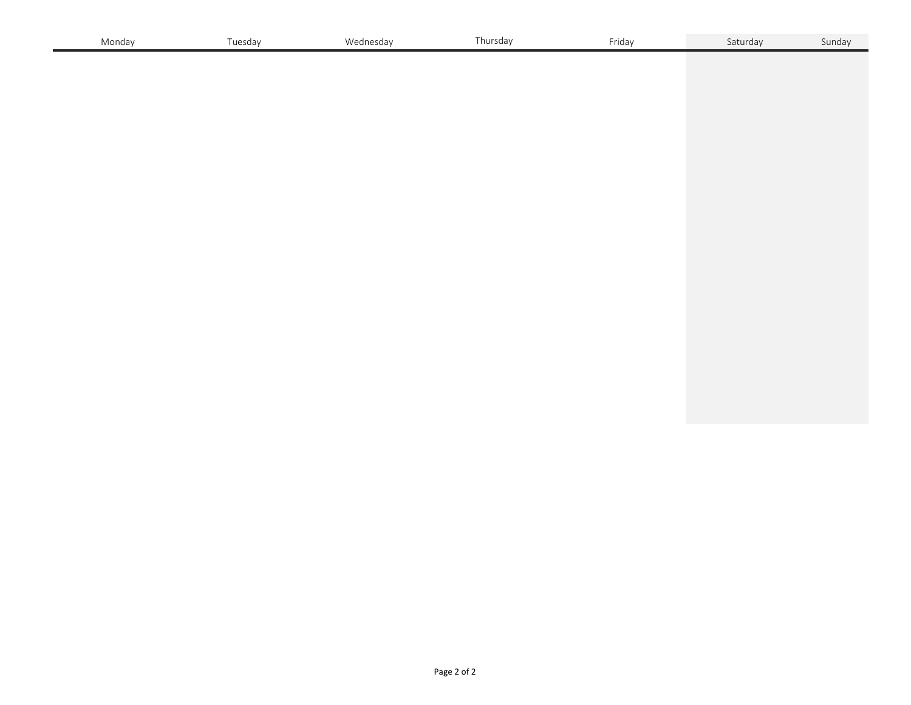| Monday | Tuesday | Wednesday | Thursday | Friday | Saturday | Sunday |
| --- | --- | --- | --- | --- | --- | --- |